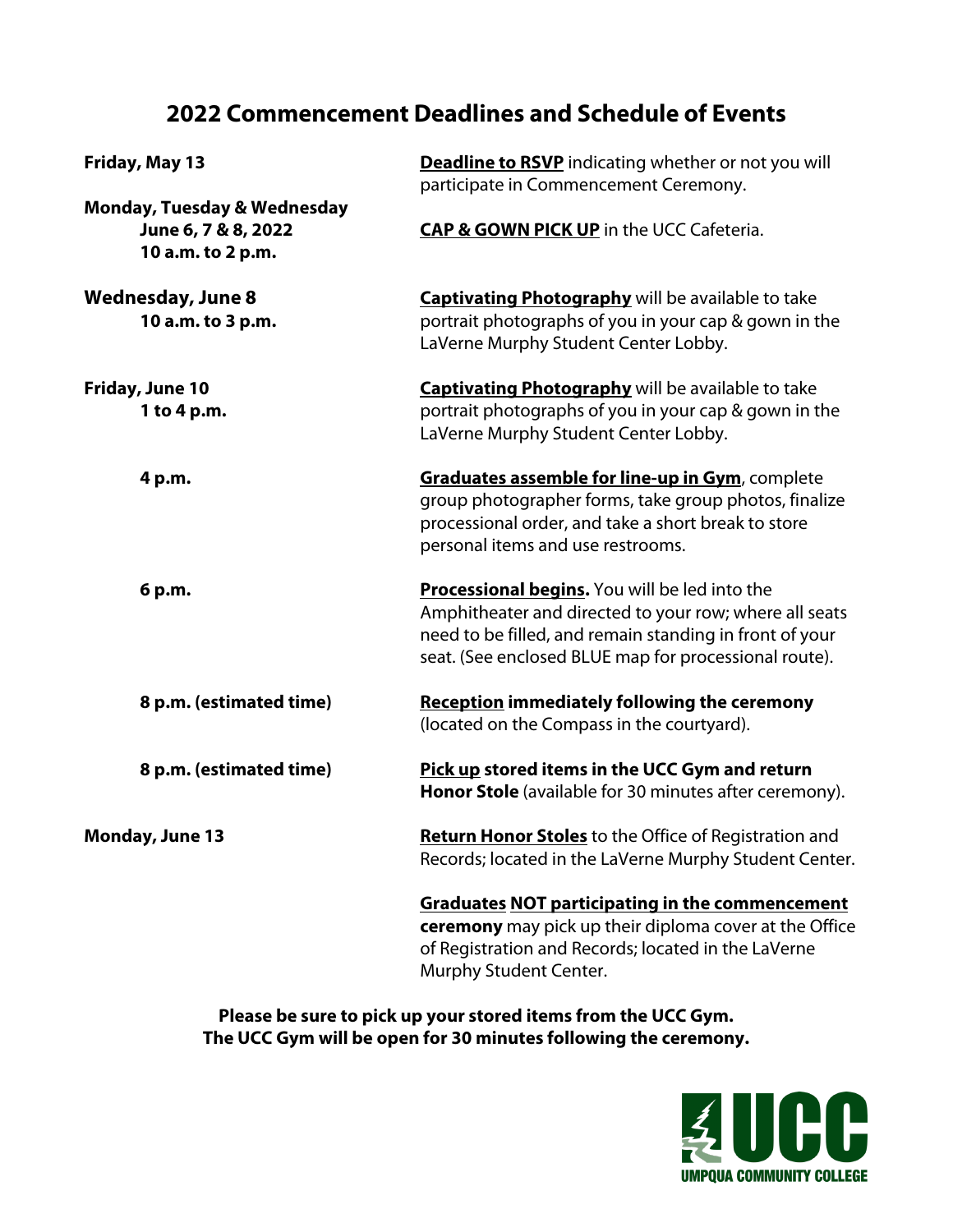# 2022 Commencement Deadlines and Schedule of Events

**Friday, May 13**

**Deadline to RSVP** indicating whether or not you will participate in Commencement Ceremony.

**Monday, Tuesday & Wednesday June 6, 7 & 8, 2022 10 a.m. to 2 p.m.**

**CAP & GOWN PICK UP** in the UCC Cafeteria.

**Wednesday, June 8 10 a.m. to 3 p.m.**

**Captivating Photography** will be available to take portrait photographs of you in your cap & gown in the LaVerne Murphy Student Center Lobby.

**Friday, June 10 1 to 4 p.m.**

**Captivating Photography** will be available to take portrait photographs of you in your cap & gown in the LaVerne Murphy Student Center Lobby.

**4 p.m.**

**Graduates assemble for line-up in Gym**, complete group photographer forms, take group photos, finalize processional order, and take a short break to store personal items and use restrooms.

**6 p.m.**

**Processional begins.** You will be led into the Amphitheater and directed to your row; where all seats need to be filled, and remain standing in front of your seat. (See enclosed BLUE map for processional route).

**8 p.m. (estimated time)**

**Reception immediately following the ceremony** (located on the Compass in the courtyard).

**8 p.m. (estimated time)**

**Pick up stored items in the UCC Gym and return Honor Stole** (available for 30 minutes after ceremony).

**Monday, June 13**

**Return Honor Stoles** to the Office of Registration and Records; located in the LaVerne Murphy Student Center.

**Graduates NOT participating in the commencement ceremony** may pick up their diploma cover at the Office of Registration and Records; located in the LaVerne Murphy Student Center.

**Please be sure to pick up your stored items from the UCC Gym.**
**The UCC Gym will be open for 30 minutes following the ceremony.**

UCC
UMPQUA COMMUNITY COLLEGE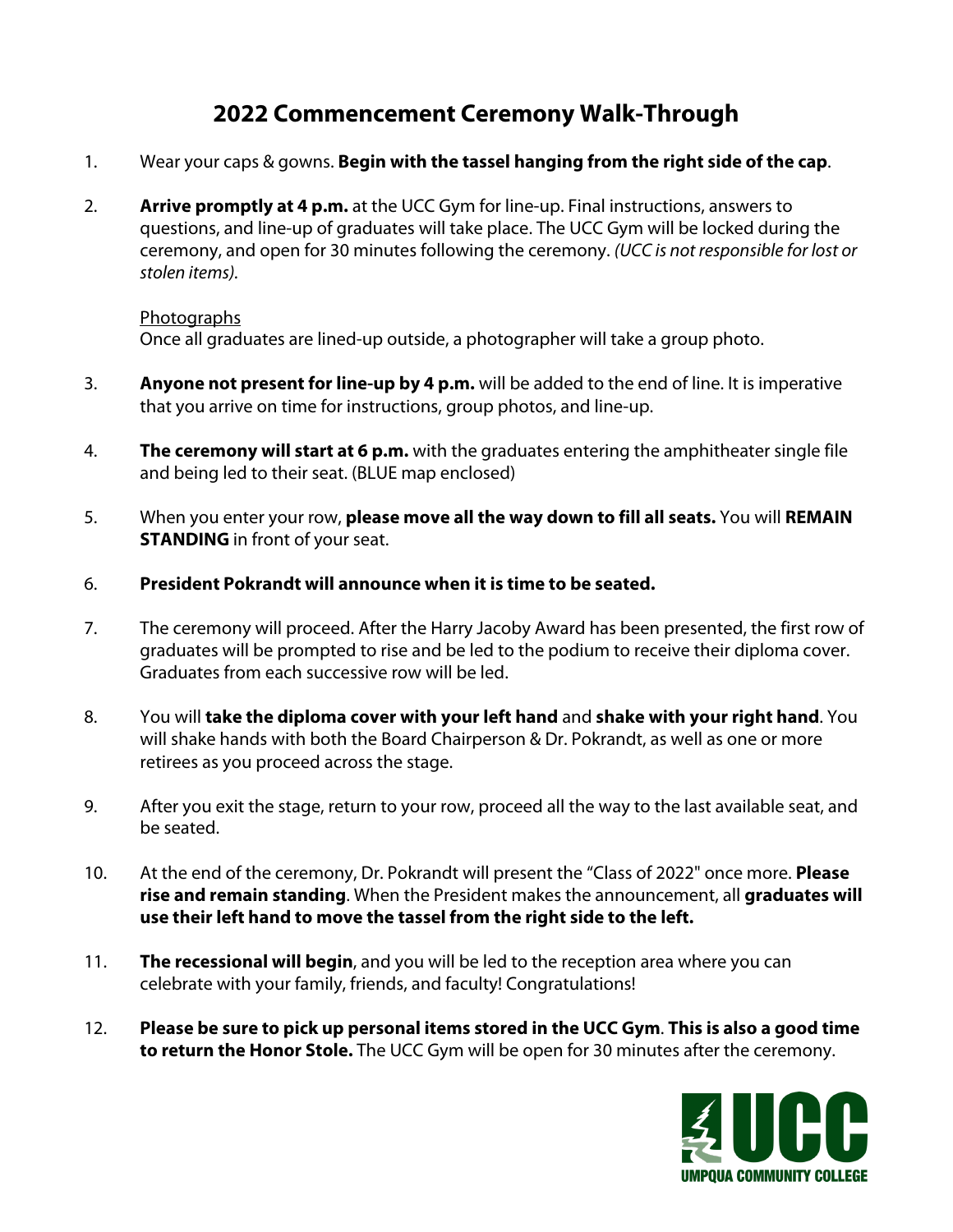# 2022 Commencement Ceremony Walk-Through

1. Wear your caps & gowns. **Begin with the tassel hanging from the right side of the cap**.

2. **Arrive promptly at 4 p.m.** at the UCC Gym for line-up. Final instructions, answers to questions, and line-up of graduates will take place. The UCC Gym will be locked during the ceremony, and open for 30 minutes following the ceremony. *(UCC is not responsible for lost or stolen items)*.

   <u>Photographs</u>
   Once all graduates are lined-up outside, a photographer will take a group photo.

3. **Anyone not present for line-up by 4 p.m.** will be added to the end of line. It is imperative that you arrive on time for instructions, group photos, and line-up.

4. **The ceremony will start at 6 p.m.** with the graduates entering the amphitheater single file and being led to their seat. (BLUE map enclosed)

5. When you enter your row, **please move all the way down to fill all seats.** You will **REMAIN STANDING** in front of your seat.

6. **President Pokrandt will announce when it is time to be seated.**

7. The ceremony will proceed. After the Harry Jacoby Award has been presented, the first row of graduates will be prompted to rise and be led to the podium to receive their diploma cover. Graduates from each successive row will be led.

8. You will **take the diploma cover with your left hand** and **shake with your right hand**. You will shake hands with both the Board Chairperson & Dr. Pokrandt, as well as one or more retirees as you proceed across the stage.

9. After you exit the stage, return to your row, proceed all the way to the last available seat, and be seated.

10. At the end of the ceremony, Dr. Pokrandt will present the "Class of 2022" once more. **Please rise and remain standing**. When the President makes the announcement, all **graduates will use their left hand to move the tassel from the right side to the left.**

11. **The recessional will begin**, and you will be led to the reception area where you can celebrate with your family, friends, and faculty! Congratulations!

12. **Please be sure to pick up personal items stored in the UCC Gym**. **This is also a good time to return the Honor Stole.** The UCC Gym will be open for 30 minutes after the ceremony.

UCC
UMPQUA COMMUNITY COLLEGE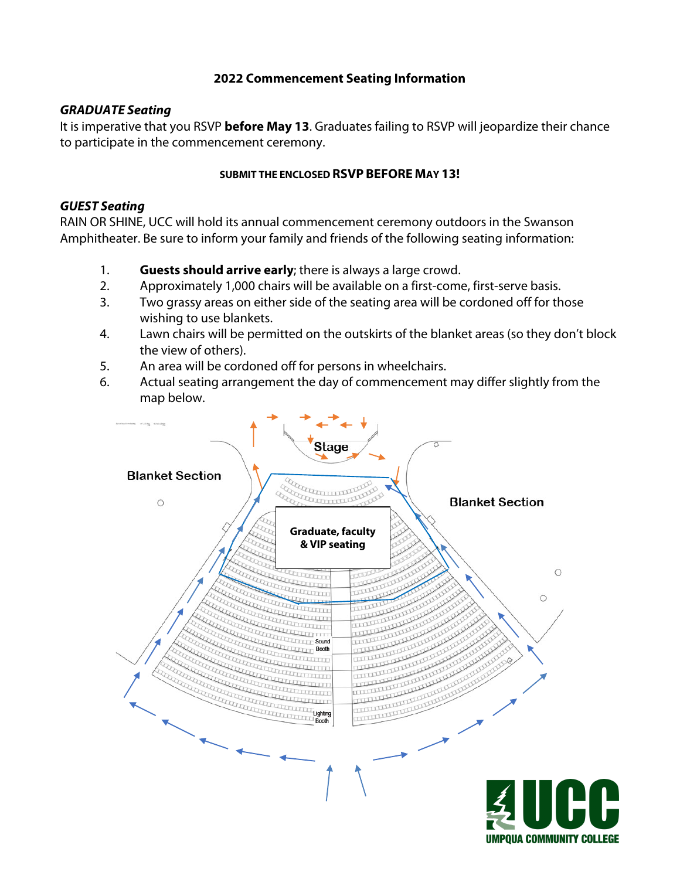**2022 Commencement Seating Information**

***GRADUATE Seating***

It is imperative that you RSVP **before May 13**. Graduates failing to RSVP will jeopardize their chance to participate in the commencement ceremony.

**SUBMIT THE ENCLOSED RSVP BEFORE MAY 13!**

***GUEST Seating***

RAIN OR SHINE, UCC will hold its annual commencement ceremony outdoors in the Swanson Amphitheater. Be sure to inform your family and friends of the following seating information:

1. **Guests should arrive early**; there is always a large crowd.
2. Approximately 1,000 chairs will be available on a first-come, first-serve basis.
3. Two grassy areas on either side of the seating area will be cordoned off for those wishing to use blankets.
4. Lawn chairs will be permitted on the outskirts of the blanket areas (so they don't block the view of others).
5. An area will be cordoned off for persons in wheelchairs.
6. Actual seating arrangement the day of commencement may differ slightly from the map below.

Stage

Blanket Section

Blanket Section

Graduate, faculty & VIP seating

Sound Booth

Lighting Booth

UCC UMPQUA COMMUNITY COLLEGE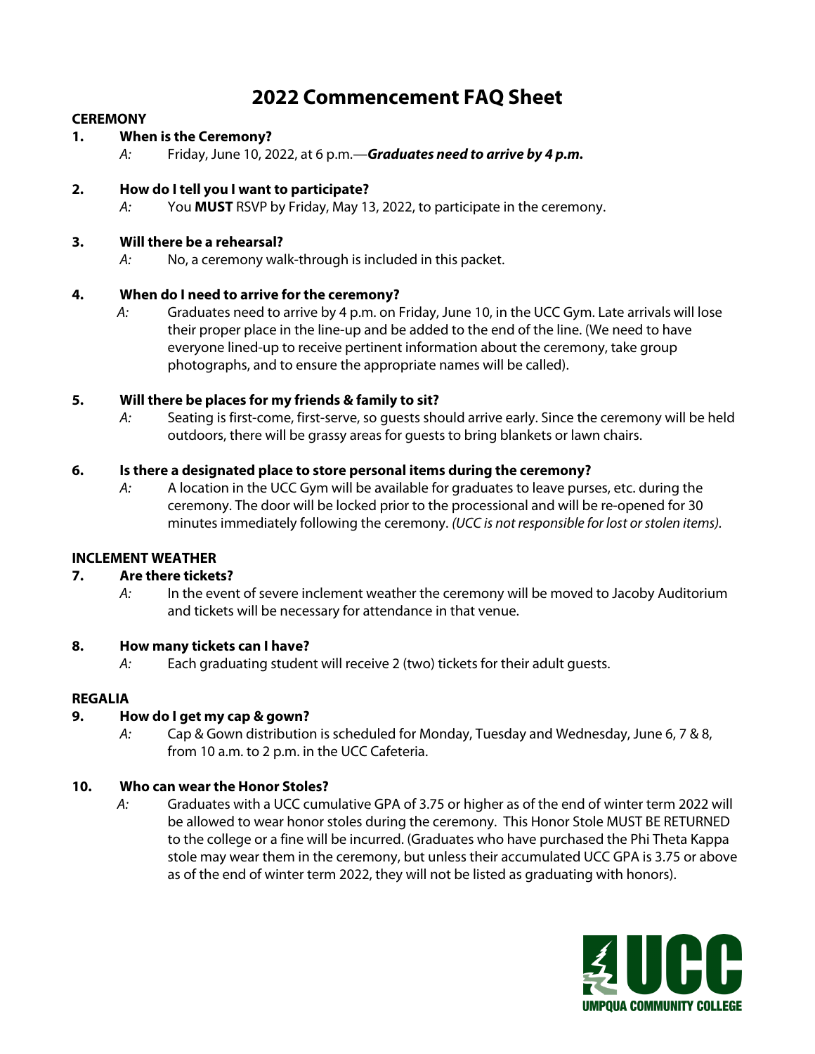# 2022 Commencement FAQ Sheet

**CEREMONY**

1. **When is the Ceremony?**

   *A:* Friday, June 10, 2022, at 6 p.m.—***Graduates need to arrive by 4 p.m.***

2. **How do I tell you I want to participate?**

   *A:* You **MUST** RSVP by Friday, May 13, 2022, to participate in the ceremony.

3. **Will there be a rehearsal?**

   *A:* No, a ceremony walk-through is included in this packet.

4. **When do I need to arrive for the ceremony?**

   *A:* Graduates need to arrive by 4 p.m. on Friday, June 10, in the UCC Gym. Late arrivals will lose their proper place in the line-up and be added to the end of the line. (We need to have everyone lined-up to receive pertinent information about the ceremony, take group photographs, and to ensure the appropriate names will be called).

5. **Will there be places for my friends & family to sit?**

   *A:* Seating is first-come, first-serve, so guests should arrive early. Since the ceremony will be held outdoors, there will be grassy areas for guests to bring blankets or lawn chairs.

6. **Is there a designated place to store personal items during the ceremony?**

   *A:* A location in the UCC Gym will be available for graduates to leave purses, etc. during the ceremony. The door will be locked prior to the processional and will be re-opened for 30 minutes immediately following the ceremony. *(UCC is not responsible for lost or stolen items).*

**INCLEMENT WEATHER**

7. **Are there tickets?**

   *A:* In the event of severe inclement weather the ceremony will be moved to Jacoby Auditorium and tickets will be necessary for attendance in that venue.

8. **How many tickets can I have?**

   *A:* Each graduating student will receive 2 (two) tickets for their adult guests.

**REGALIA**

9. **How do I get my cap & gown?**

   *A:* Cap & Gown distribution is scheduled for Monday, Tuesday and Wednesday, June 6, 7 & 8, from 10 a.m. to 2 p.m. in the UCC Cafeteria.

10. **Who can wear the Honor Stoles?**

    *A:* Graduates with a UCC cumulative GPA of 3.75 or higher as of the end of winter term 2022 will be allowed to wear honor stoles during the ceremony. This Honor Stole MUST BE RETURNED to the college or a fine will be incurred. (Graduates who have purchased the Phi Theta Kappa stole may wear them in the ceremony, but unless their accumulated UCC GPA is 3.75 or above as of the end of winter term 2022, they will not be listed as graduating with honors).

UCC
UMPQUA COMMUNITY COLLEGE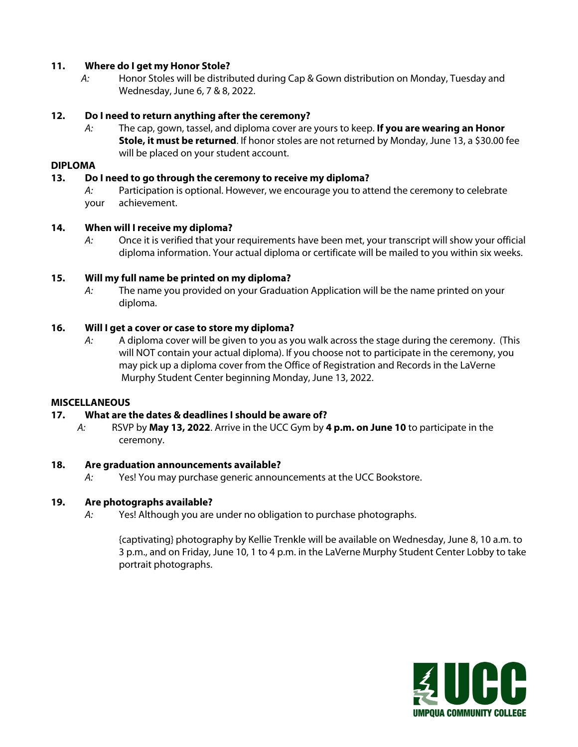**11. Where do I get my Honor Stole?**

*A:* Honor Stoles will be distributed during Cap & Gown distribution on Monday, Tuesday and Wednesday, June 6, 7 & 8, 2022.

**12. Do I need to return anything after the ceremony?**

*A:* The cap, gown, tassel, and diploma cover are yours to keep. **If you are wearing an Honor Stole, it must be returned**. If honor stoles are not returned by Monday, June 13, a $30.00 fee will be placed on your student account.

## DIPLOMA

**13. Do I need to go through the ceremony to receive my diploma?**

*A:* Participation is optional. However, we encourage you to attend the ceremony to celebrate your achievement.

**14. When will I receive my diploma?**

*A:* Once it is verified that your requirements have been met, your transcript will show your official diploma information. Your actual diploma or certificate will be mailed to you within six weeks.

**15. Will my full name be printed on my diploma?**

*A:* The name you provided on your Graduation Application will be the name printed on your diploma.

**16. Will I get a cover or case to store my diploma?**

*A:* A diploma cover will be given to you as you walk across the stage during the ceremony. (This will NOT contain your actual diploma). If you choose not to participate in the ceremony, you may pick up a diploma cover from the Office of Registration and Records in the LaVerne Murphy Student Center beginning Monday, June 13, 2022.

## MISCELLANEOUS

**17. What are the dates & deadlines I should be aware of?**

*A:* RSVP by **May 13, 2022**. Arrive in the UCC Gym by **4 p.m. on June 10** to participate in the ceremony.

**18. Are graduation announcements available?**

*A:* Yes! You may purchase generic announcements at the UCC Bookstore.

**19. Are photographs available?**

*A:* Yes! Although you are under no obligation to purchase photographs.

{captivating} photography by Kellie Trenkle will be available on Wednesday, June 8, 10 a.m. to 3 p.m., and on Friday, June 10, 1 to 4 p.m. in the LaVerne Murphy Student Center Lobby to take portrait photographs.

UCC
UMPQUA COMMUNITY COLLEGE